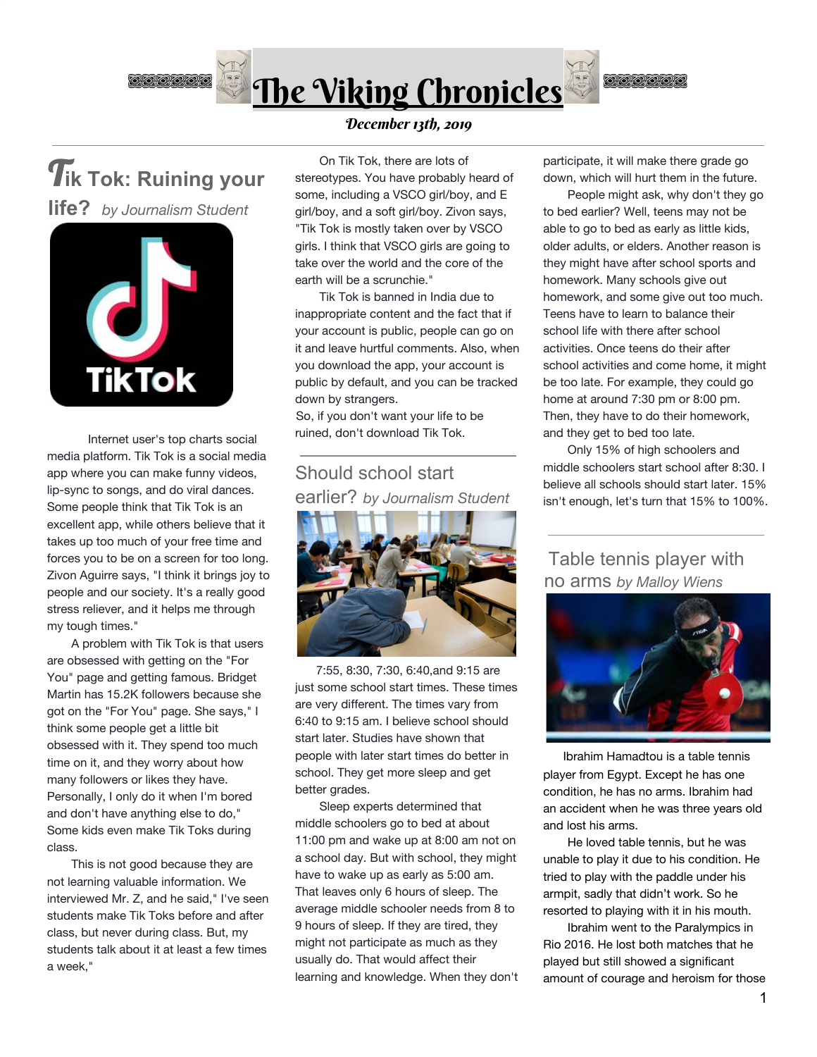# The Viking Chronicles

*December 13th, 2019*

## Tik Tok: Ruining your life? *by Journalism Student*

Internet user's top charts social media platform. Tik Tok is a social media app where you can make funny videos, lip-sync to songs, and do viral dances. Some people think that Tik Tok is an excellent app, while others believe that it takes up too much of your free time and forces you to be on a screen for too long. Zivon Aguirre says, "I think it brings joy to people and our society. It's a really good stress reliever, and it helps me through my tough times."

A problem with Tik Tok is that users are obsessed with getting on the "For You" page and getting famous. Bridget Martin has 15.2K followers because she got on the "For You" page. She says," I think some people get a little bit obsessed with it. They spend too much time on it, and they worry about how many followers or likes they have. Personally, I only do it when I'm bored and don't have anything else to do," Some kids even make Tik Toks during class.

This is not good because they are not learning valuable information. We interviewed Mr. Z, and he said," I've seen students make Tik Toks before and after class, but never during class. But, my students talk about it at least a few times a week,"

On Tik Tok, there are lots of stereotypes. You have probably heard of some, including a VSCO girl/boy, and E girl/boy, and a soft girl/boy. Zivon says, "Tik Tok is mostly taken over by VSCO girls. I think that VSCO girls are going to take over the world and the core of the earth will be a scrunchie."

Tik Tok is banned in India due to inappropriate content and the fact that if your account is public, people can go on it and leave hurtful comments. Also, when you download the app, your account is public by default, and you can be tracked down by strangers.

So, if you don't want your life to be ruined, don't download Tik Tok.

## Should school start earlier? *by Journalism Student*

7:55, 8:30, 7:30, 6:40,and 9:15 are just some school start times. These times are very different. The times vary from 6:40 to 9:15 am. I believe school should start later. Studies have shown that people with later start times do better in school. They get more sleep and get better grades.

Sleep experts determined that middle schoolers go to bed at about 11:00 pm and wake up at 8:00 am not on a school day. But with school, they might have to wake up as early as 5:00 am. That leaves only 6 hours of sleep. The average middle schooler needs from 8 to 9 hours of sleep. If they are tired, they might not participate as much as they usually do. That would affect their learning and knowledge. When they don't participate, it will make there grade go down, which will hurt them in the future.

People might ask, why don't they go to bed earlier? Well, teens may not be able to go to bed as early as little kids, older adults, or elders. Another reason is they might have after school sports and homework. Many schools give out homework, and some give out too much. Teens have to learn to balance their school life with there after school activities. Once teens do their after school activities and come home, it might be too late. For example, they could go home at around 7:30 pm or 8:00 pm. Then, they have to do their homework, and they get to bed too late.

Only 15% of high schoolers and middle schoolers start school after 8:30. I believe all schools should start later. 15% isn't enough, let's turn that 15% to 100%.

## Table tennis player with no arms *by Malloy Wiens*

Ibrahim Hamadtou is a table tennis player from Egypt. Except he has one condition, he has no arms. Ibrahim had an accident when he was three years old and lost his arms.

He loved table tennis, but he was unable to play it due to his condition. He tried to play with the paddle under his armpit, sadly that didn't work. So he resorted to playing with it in his mouth.

Ibrahim went to the Paralympics in Rio 2016. He lost both matches that he played but still showed a significant amount of courage and heroism for those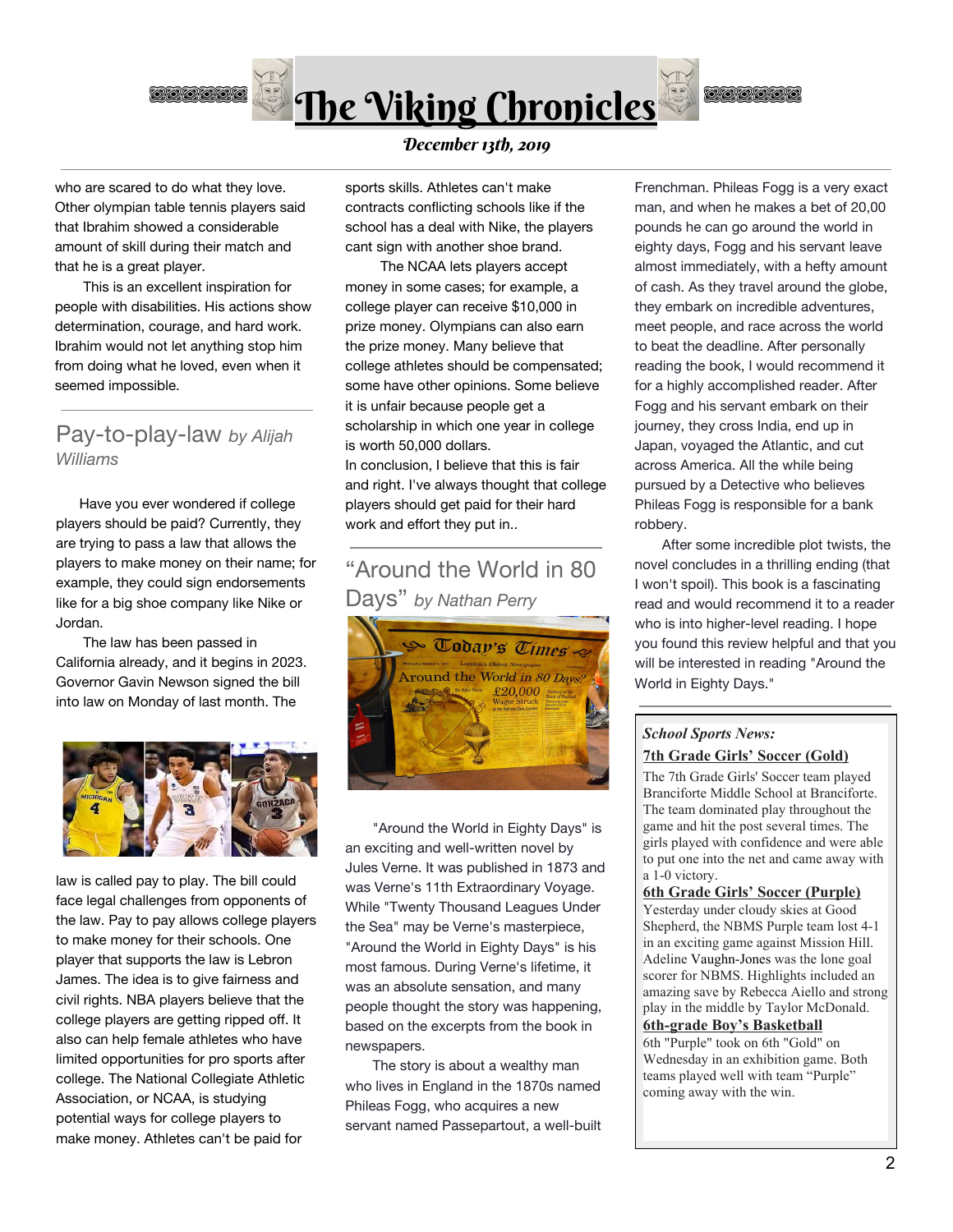# The Viking Chronicles

*December 13th, 2019*

who are scared to do what they love. Other olympian table tennis players said that Ibrahim showed a considerable amount of skill during their match and that he is a great player.

This is an excellent inspiration for people with disabilities. His actions show determination, courage, and hard work. Ibrahim would not let anything stop him from doing what he loved, even when it seemed impossible.

## Pay-to-play-law *by Alijah Williams*

Have you ever wondered if college players should be paid? Currently, they are trying to pass a law that allows the players to make money on their name; for example, they could sign endorsements like for a big shoe company like Nike or Jordan.

The law has been passed in California already, and it begins in 2023. Governor Gavin Newson signed the bill into law on Monday of last month. The law is called pay to play. The bill could face legal challenges from opponents of the law. Pay to pay allows college players to make money for their schools. One player that supports the law is Lebron James. The idea is to give fairness and civil rights. NBA players believe that the college players are getting ripped off. It also can help female athletes who have limited opportunities for pro sports after college. The National Collegiate Athletic Association, or NCAA, is studying potential ways for college players to make money. Athletes can't be paid for sports skills. Athletes can't make contracts conflicting schools like if the school has a deal with Nike, the players cant sign with another shoe brand.

The NCAA lets players accept money in some cases; for example, a college player can receive $10,000 in prize money. Olympians can also earn the prize money. Many believe that college athletes should be compensated; some have other opinions. Some believe it is unfair because people get a scholarship in which one year in college is worth 50,000 dollars.

In conclusion, I believe that this is fair and right. I've always thought that college players should get paid for their hard work and effort they put in..

## "Around the World in 80 Days" *by Nathan Perry*

"Around the World in Eighty Days" is an exciting and well-written novel by Jules Verne. It was published in 1873 and was Verne's 11th Extraordinary Voyage. While "Twenty Thousand Leagues Under the Sea" may be Verne's masterpiece, "Around the World in Eighty Days" is his most famous. During Verne's lifetime, it was an absolute sensation, and many people thought the story was happening, based on the excerpts from the book in newspapers.

The story is about a wealthy man who lives in England in the 1870s named Phileas Fogg, who acquires a new servant named Passepartout, a well-built Frenchman. Phileas Fogg is a very exact man, and when he makes a bet of 20,00 pounds he can go around the world in eighty days, Fogg and his servant leave almost immediately, with a hefty amount of cash. As they travel around the globe, they embark on incredible adventures, meet people, and race across the world to beat the deadline. After personally reading the book, I would recommend it for a highly accomplished reader. After Fogg and his servant embark on their journey, they cross India, end up in Japan, voyaged the Atlantic, and cut across America. All the while being pursued by a Detective who believes Phileas Fogg is responsible for a bank robbery.

After some incredible plot twists, the novel concludes in a thrilling ending (that I won't spoil). This book is a fascinating read and would recommend it to a reader who is into higher-level reading. I hope you found this review helpful and that you will be interested in reading "Around the World in Eighty Days."

### *School Sports News:*

**7th Grade Girls' Soccer (Gold)**

The 7th Grade Girls' Soccer team played Branciforte Middle School at Branciforte. The team dominated play throughout the game and hit the post several times. The girls played with confidence and were able to put one into the net and came away with a 1-0 victory.

**6th Grade Girls' Soccer (Purple)**

Yesterday under cloudy skies at Good Shepherd, the NBMS Purple team lost 4-1 in an exciting game against Mission Hill. Adeline Vaughn-Jones was the lone goal scorer for NBMS. Highlights included an amazing save by Rebecca Aiello and strong play in the middle by Taylor McDonald.

**6th-grade Boy's Basketball**

6th "Purple" took on 6th "Gold" on Wednesday in an exhibition game. Both teams played well with team "Purple" coming away with the win.